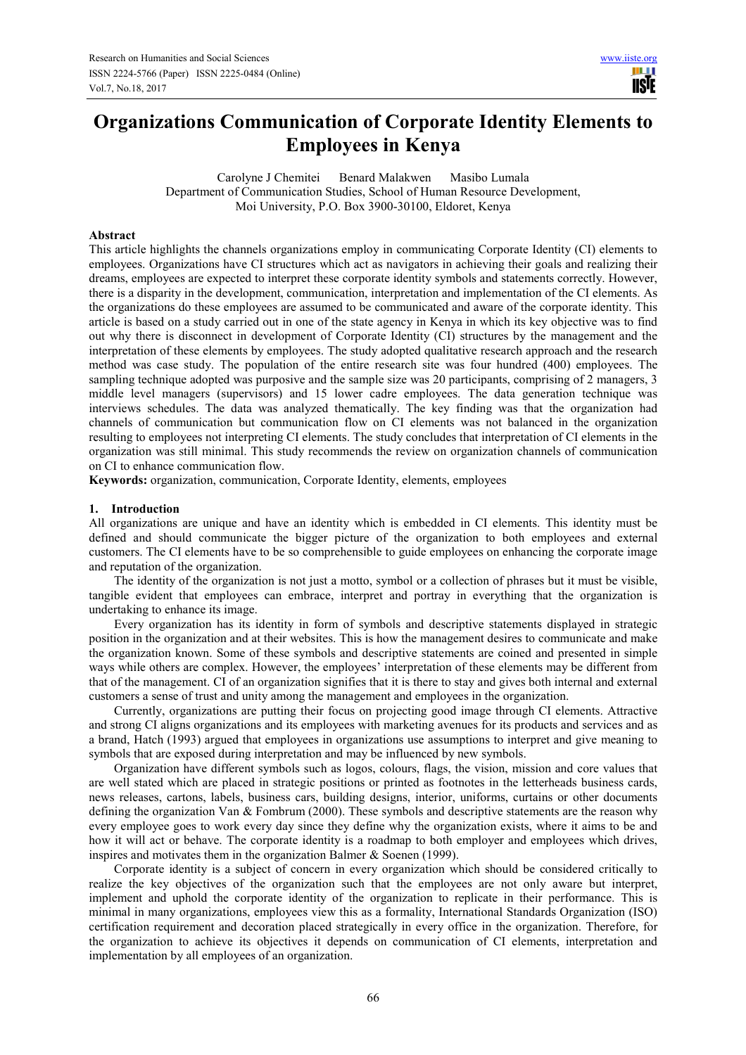# Organizations Communication of Corporate Identity Elements to Employees in Kenya

Carolyne J Chemitei  Benard Malakwen  Masibo Lumala
Department of Communication Studies, School of Human Resource Development,
Moi University, P.O. Box 3900-30100, Eldoret, Kenya

## Abstract

This article highlights the channels organizations employ in communicating Corporate Identity (CI) elements to employees. Organizations have CI structures which act as navigators in achieving their goals and realizing their dreams, employees are expected to interpret these corporate identity symbols and statements correctly. However, there is a disparity in the development, communication, interpretation and implementation of the CI elements. As the organizations do these employees are assumed to be communicated and aware of the corporate identity. This article is based on a study carried out in one of the state agency in Kenya in which its key objective was to find out why there is disconnect in development of Corporate Identity (CI) structures by the management and the interpretation of these elements by employees. The study adopted qualitative research approach and the research method was case study. The population of the entire research site was four hundred (400) employees. The sampling technique adopted was purposive and the sample size was 20 participants, comprising of 2 managers, 3 middle level managers (supervisors) and 15 lower cadre employees. The data generation technique was interviews schedules. The data was analyzed thematically. The key finding was that the organization had channels of communication but communication flow on CI elements was not balanced in the organization resulting to employees not interpreting CI elements. The study concludes that interpretation of CI elements in the organization was still minimal. This study recommends the review on organization channels of communication on CI to enhance communication flow.

**Keywords:** organization, communication, Corporate Identity, elements, employees

## 1. Introduction

All organizations are unique and have an identity which is embedded in CI elements. This identity must be defined and should communicate the bigger picture of the organization to both employees and external customers. The CI elements have to be so comprehensible to guide employees on enhancing the corporate image and reputation of the organization.

The identity of the organization is not just a motto, symbol or a collection of phrases but it must be visible, tangible evident that employees can embrace, interpret and portray in everything that the organization is undertaking to enhance its image.

Every organization has its identity in form of symbols and descriptive statements displayed in strategic position in the organization and at their websites. This is how the management desires to communicate and make the organization known. Some of these symbols and descriptive statements are coined and presented in simple ways while others are complex. However, the employees' interpretation of these elements may be different from that of the management. CI of an organization signifies that it is there to stay and gives both internal and external customers a sense of trust and unity among the management and employees in the organization.

Currently, organizations are putting their focus on projecting good image through CI elements. Attractive and strong CI aligns organizations and its employees with marketing avenues for its products and services and as a brand, Hatch (1993) argued that employees in organizations use assumptions to interpret and give meaning to symbols that are exposed during interpretation and may be influenced by new symbols.

Organization have different symbols such as logos, colours, flags, the vision, mission and core values that are well stated which are placed in strategic positions or printed as footnotes in the letterheads business cards, news releases, cartons, labels, business cars, building designs, interior, uniforms, curtains or other documents defining the organization Van & Fombrum (2000). These symbols and descriptive statements are the reason why every employee goes to work every day since they define why the organization exists, where it aims to be and how it will act or behave. The corporate identity is a roadmap to both employer and employees which drives, inspires and motivates them in the organization Balmer & Soenen (1999).

Corporate identity is a subject of concern in every organization which should be considered critically to realize the key objectives of the organization such that the employees are not only aware but interpret, implement and uphold the corporate identity of the organization to replicate in their performance. This is minimal in many organizations, employees view this as a formality, International Standards Organization (ISO) certification requirement and decoration placed strategically in every office in the organization. Therefore, for the organization to achieve its objectives it depends on communication of CI elements, interpretation and implementation by all employees of an organization.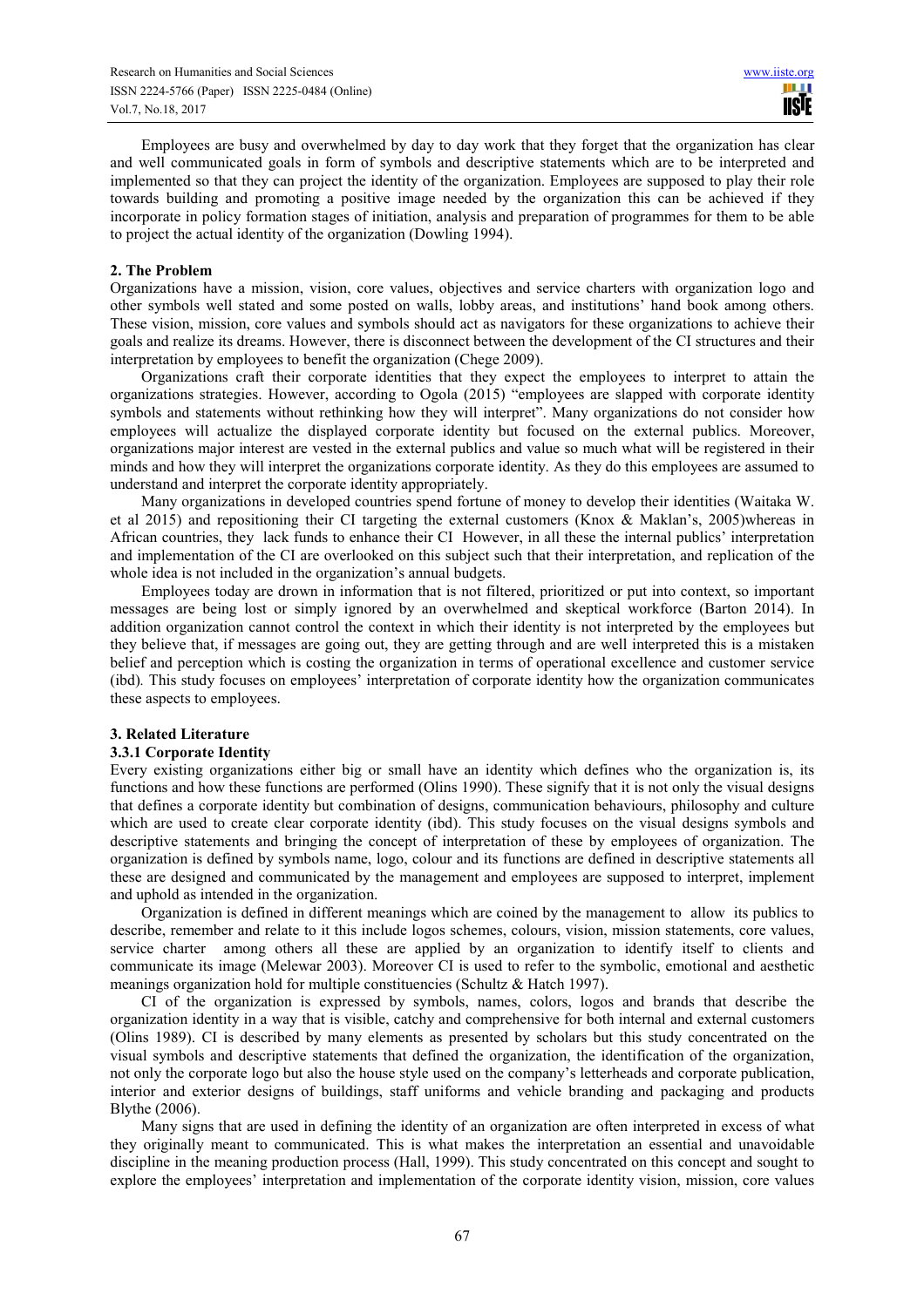Employees are busy and overwhelmed by day to day work that they forget that the organization has clear and well communicated goals in form of symbols and descriptive statements which are to be interpreted and implemented so that they can project the identity of the organization. Employees are supposed to play their role towards building and promoting a positive image needed by the organization this can be achieved if they incorporate in policy formation stages of initiation, analysis and preparation of programmes for them to be able to project the actual identity of the organization (Dowling 1994).

## 2. The Problem

Organizations have a mission, vision, core values, objectives and service charters with organization logo and other symbols well stated and some posted on walls, lobby areas, and institutions' hand book among others. These vision, mission, core values and symbols should act as navigators for these organizations to achieve their goals and realize its dreams. However, there is disconnect between the development of the CI structures and their interpretation by employees to benefit the organization (Chege 2009).

Organizations craft their corporate identities that they expect the employees to interpret to attain the organizations strategies. However, according to Ogola (2015) "employees are slapped with corporate identity symbols and statements without rethinking how they will interpret". Many organizations do not consider how employees will actualize the displayed corporate identity but focused on the external publics. Moreover, organizations major interest are vested in the external publics and value so much what will be registered in their minds and how they will interpret the organizations corporate identity. As they do this employees are assumed to understand and interpret the corporate identity appropriately.

Many organizations in developed countries spend fortune of money to develop their identities (Waitaka W. et al 2015) and repositioning their CI targeting the external customers (Knox & Maklan's, 2005)whereas in African countries, they lack funds to enhance their CI However, in all these the internal publics' interpretation and implementation of the CI are overlooked on this subject such that their interpretation, and replication of the whole idea is not included in the organization's annual budgets.

Employees today are drown in information that is not filtered, prioritized or put into context, so important messages are being lost or simply ignored by an overwhelmed and skeptical workforce (Barton 2014). In addition organization cannot control the context in which their identity is not interpreted by the employees but they believe that, if messages are going out, they are getting through and are well interpreted this is a mistaken belief and perception which is costing the organization in terms of operational excellence and customer service (ibd). This study focuses on employees' interpretation of corporate identity how the organization communicates these aspects to employees.

## 3. Related Literature

### 3.3.1 Corporate Identity

Every existing organizations either big or small have an identity which defines who the organization is, its functions and how these functions are performed (Olins 1990). These signify that it is not only the visual designs that defines a corporate identity but combination of designs, communication behaviours, philosophy and culture which are used to create clear corporate identity (ibd). This study focuses on the visual designs symbols and descriptive statements and bringing the concept of interpretation of these by employees of organization. The organization is defined by symbols name, logo, colour and its functions are defined in descriptive statements all these are designed and communicated by the management and employees are supposed to interpret, implement and uphold as intended in the organization.

Organization is defined in different meanings which are coined by the management to allow its publics to describe, remember and relate to it this include logos schemes, colours, vision, mission statements, core values, service charter among others all these are applied by an organization to identify itself to clients and communicate its image (Melewar 2003). Moreover CI is used to refer to the symbolic, emotional and aesthetic meanings organization hold for multiple constituencies (Schultz & Hatch 1997).

CI of the organization is expressed by symbols, names, colors, logos and brands that describe the organization identity in a way that is visible, catchy and comprehensive for both internal and external customers (Olins 1989). CI is described by many elements as presented by scholars but this study concentrated on the visual symbols and descriptive statements that defined the organization, the identification of the organization, not only the corporate logo but also the house style used on the company's letterheads and corporate publication, interior and exterior designs of buildings, staff uniforms and vehicle branding and packaging and products Blythe (2006).

Many signs that are used in defining the identity of an organization are often interpreted in excess of what they originally meant to communicated. This is what makes the interpretation an essential and unavoidable discipline in the meaning production process (Hall, 1999). This study concentrated on this concept and sought to explore the employees' interpretation and implementation of the corporate identity vision, mission, core values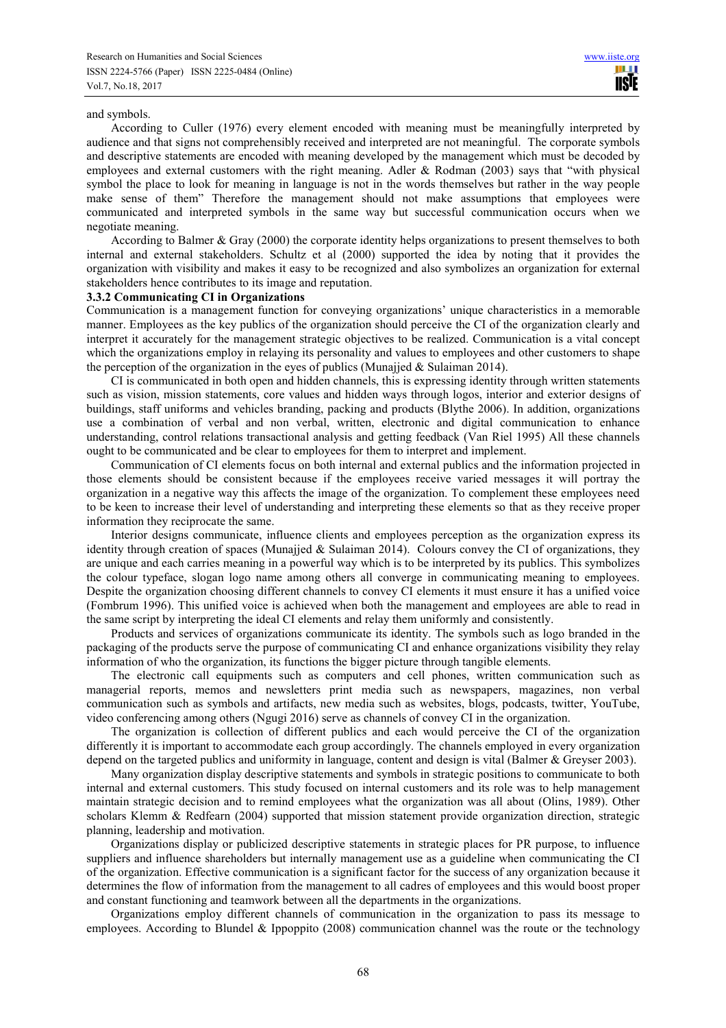and symbols.

According to Culler (1976) every element encoded with meaning must be meaningfully interpreted by audience and that signs not comprehensibly received and interpreted are not meaningful. The corporate symbols and descriptive statements are encoded with meaning developed by the management which must be decoded by employees and external customers with the right meaning. Adler & Rodman (2003) says that "with physical symbol the place to look for meaning in language is not in the words themselves but rather in the way people make sense of them" Therefore the management should not make assumptions that employees were communicated and interpreted symbols in the same way but successful communication occurs when we negotiate meaning.

According to Balmer & Gray (2000) the corporate identity helps organizations to present themselves to both internal and external stakeholders. Schultz et al (2000) supported the idea by noting that it provides the organization with visibility and makes it easy to be recognized and also symbolizes an organization for external stakeholders hence contributes to its image and reputation.

### 3.3.2 Communicating CI in Organizations

Communication is a management function for conveying organizations' unique characteristics in a memorable manner. Employees as the key publics of the organization should perceive the CI of the organization clearly and interpret it accurately for the management strategic objectives to be realized. Communication is a vital concept which the organizations employ in relaying its personality and values to employees and other customers to shape the perception of the organization in the eyes of publics (Munajjed & Sulaiman 2014).

CI is communicated in both open and hidden channels, this is expressing identity through written statements such as vision, mission statements, core values and hidden ways through logos, interior and exterior designs of buildings, staff uniforms and vehicles branding, packing and products (Blythe 2006). In addition, organizations use a combination of verbal and non verbal, written, electronic and digital communication to enhance understanding, control relations transactional analysis and getting feedback (Van Riel 1995) All these channels ought to be communicated and be clear to employees for them to interpret and implement.

Communication of CI elements focus on both internal and external publics and the information projected in those elements should be consistent because if the employees receive varied messages it will portray the organization in a negative way this affects the image of the organization. To complement these employees need to be keen to increase their level of understanding and interpreting these elements so that as they receive proper information they reciprocate the same.

Interior designs communicate, influence clients and employees perception as the organization express its identity through creation of spaces (Munajjed & Sulaiman 2014). Colours convey the CI of organizations, they are unique and each carries meaning in a powerful way which is to be interpreted by its publics. This symbolizes the colour typeface, slogan logo name among others all converge in communicating meaning to employees. Despite the organization choosing different channels to convey CI elements it must ensure it has a unified voice (Fombrum 1996). This unified voice is achieved when both the management and employees are able to read in the same script by interpreting the ideal CI elements and relay them uniformly and consistently.

Products and services of organizations communicate its identity. The symbols such as logo branded in the packaging of the products serve the purpose of communicating CI and enhance organizations visibility they relay information of who the organization, its functions the bigger picture through tangible elements.

The electronic call equipments such as computers and cell phones, written communication such as managerial reports, memos and newsletters print media such as newspapers, magazines, non verbal communication such as symbols and artifacts, new media such as websites, blogs, podcasts, twitter, YouTube, video conferencing among others (Ngugi 2016) serve as channels of convey CI in the organization.

The organization is collection of different publics and each would perceive the CI of the organization differently it is important to accommodate each group accordingly. The channels employed in every organization depend on the targeted publics and uniformity in language, content and design is vital (Balmer & Greyser 2003).

Many organization display descriptive statements and symbols in strategic positions to communicate to both internal and external customers. This study focused on internal customers and its role was to help management maintain strategic decision and to remind employees what the organization was all about (Olins, 1989). Other scholars Klemm & Redfearn (2004) supported that mission statement provide organization direction, strategic planning, leadership and motivation.

Organizations display or publicized descriptive statements in strategic places for PR purpose, to influence suppliers and influence shareholders but internally management use as a guideline when communicating the CI of the organization. Effective communication is a significant factor for the success of any organization because it determines the flow of information from the management to all cadres of employees and this would boost proper and constant functioning and teamwork between all the departments in the organizations.

Organizations employ different channels of communication in the organization to pass its message to employees. According to Blundel & Ippoppito (2008) communication channel was the route or the technology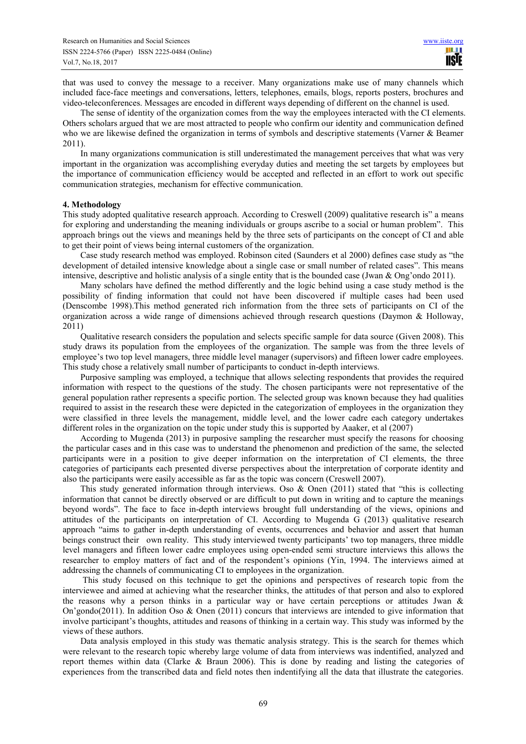that was used to convey the message to a receiver. Many organizations make use of many channels which included face-face meetings and conversations, letters, telephones, emails, blogs, reports posters, brochures and video-teleconferences. Messages are encoded in different ways depending of different on the channel is used.

The sense of identity of the organization comes from the way the employees interacted with the CI elements. Others scholars argued that we are most attracted to people who confirm our identity and communication defined who we are likewise defined the organization in terms of symbols and descriptive statements (Varner & Beamer 2011).

In many organizations communication is still underestimated the management perceives that what was very important in the organization was accomplishing everyday duties and meeting the set targets by employees but the importance of communication efficiency would be accepted and reflected in an effort to work out specific communication strategies, mechanism for effective communication.

## 4. Methodology

This study adopted qualitative research approach. According to Creswell (2009) qualitative research is" a means for exploring and understanding the meaning individuals or groups ascribe to a social or human problem". This approach brings out the views and meanings held by the three sets of participants on the concept of CI and able to get their point of views being internal customers of the organization.

Case study research method was employed. Robinson cited (Saunders et al 2000) defines case study as "the development of detailed intensive knowledge about a single case or small number of related cases". This means intensive, descriptive and holistic analysis of a single entity that is the bounded case (Jwan & Ong'ondo 2011).

Many scholars have defined the method differently and the logic behind using a case study method is the possibility of finding information that could not have been discovered if multiple cases had been used (Denscombe 1998).This method generated rich information from the three sets of participants on CI of the organization across a wide range of dimensions achieved through research questions (Daymon & Holloway, 2011)

Qualitative research considers the population and selects specific sample for data source (Given 2008). This study draws its population from the employees of the organization. The sample was from the three levels of employee's two top level managers, three middle level manager (supervisors) and fifteen lower cadre employees. This study chose a relatively small number of participants to conduct in-depth interviews.

Purposive sampling was employed, a technique that allows selecting respondents that provides the required information with respect to the questions of the study. The chosen participants were not representative of the general population rather represents a specific portion. The selected group was known because they had qualities required to assist in the research these were depicted in the categorization of employees in the organization they were classified in three levels the management, middle level, and the lower cadre each category undertakes different roles in the organization on the topic under study this is supported by Aaaker, et al (2007)

According to Mugenda (2013) in purposive sampling the researcher must specify the reasons for choosing the particular cases and in this case was to understand the phenomenon and prediction of the same, the selected participants were in a position to give deeper information on the interpretation of CI elements, the three categories of participants each presented diverse perspectives about the interpretation of corporate identity and also the participants were easily accessible as far as the topic was concern (Creswell 2007).

This study generated information through interviews. Oso & Onen (2011) stated that "this is collecting information that cannot be directly observed or are difficult to put down in writing and to capture the meanings beyond words". The face to face in-depth interviews brought full understanding of the views, opinions and attitudes of the participants on interpretation of CI. According to Mugenda G (2013) qualitative research approach "aims to gather in-depth understanding of events, occurrences and behavior and assert that human beings construct their own reality. This study interviewed twenty participants' two top managers, three middle level managers and fifteen lower cadre employees using open-ended semi structure interviews this allows the researcher to employ matters of fact and of the respondent's opinions (Yin, 1994. The interviews aimed at addressing the channels of communicating CI to employees in the organization.

This study focused on this technique to get the opinions and perspectives of research topic from the interviewee and aimed at achieving what the researcher thinks, the attitudes of that person and also to explored the reasons why a person thinks in a particular way or have certain perceptions or attitudes Jwan & On'gondo(2011). In addition Oso & Onen (2011) concurs that interviews are intended to give information that involve participant's thoughts, attitudes and reasons of thinking in a certain way. This study was informed by the views of these authors.

Data analysis employed in this study was thematic analysis strategy. This is the search for themes which were relevant to the research topic whereby large volume of data from interviews was indentified, analyzed and report themes within data (Clarke & Braun 2006). This is done by reading and listing the categories of experiences from the transcribed data and field notes then indentifying all the data that illustrate the categories.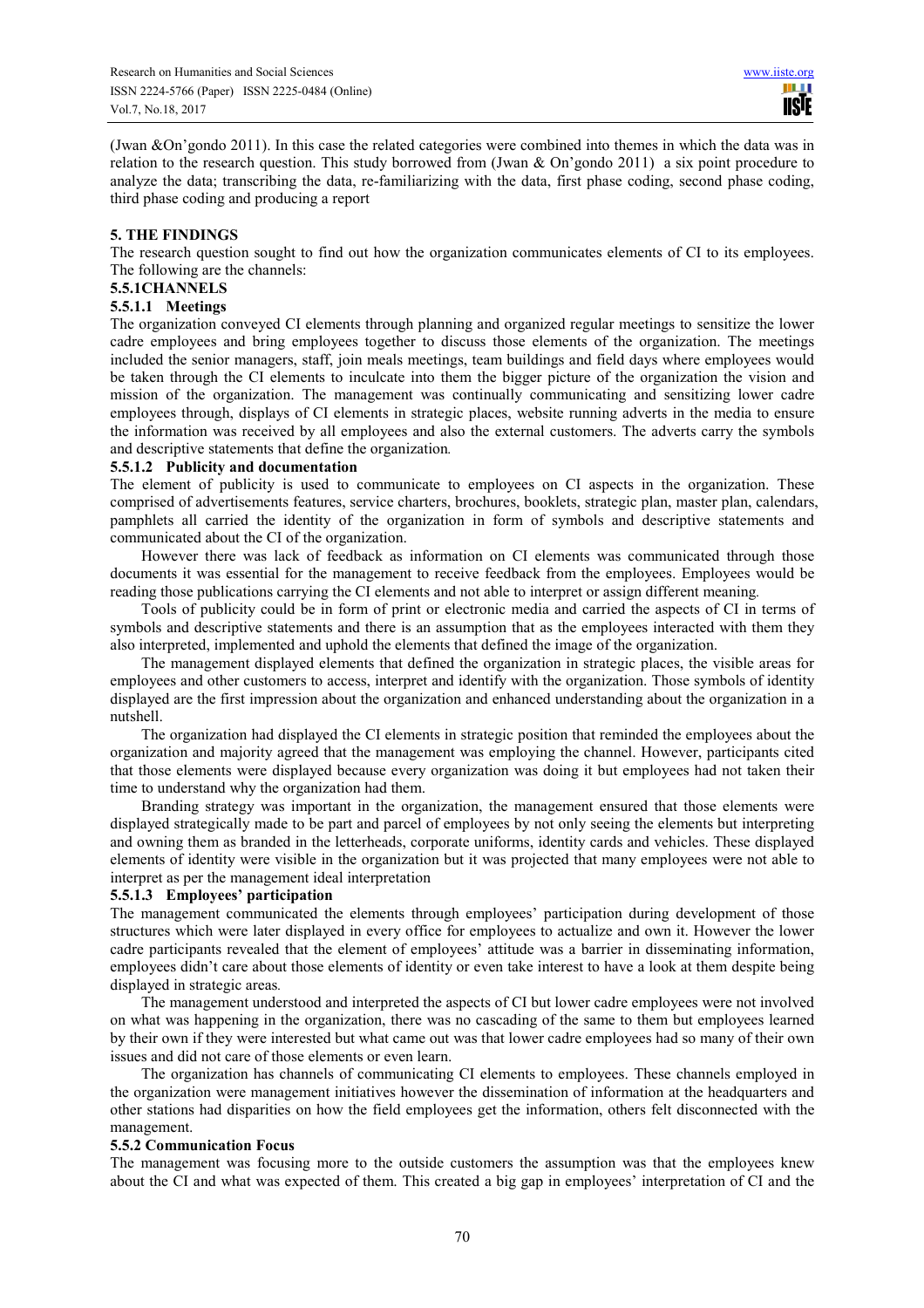(Jwan &On'gondo 2011). In this case the related categories were combined into themes in which the data was in relation to the research question. This study borrowed from (Jwan & On'gondo 2011) a six point procedure to analyze the data; transcribing the data, re-familiarizing with the data, first phase coding, second phase coding, third phase coding and producing a report

## 5. THE FINDINGS

The research question sought to find out how the organization communicates elements of CI to its employees. The following are the channels:

### 5.5.1CHANNELS

#### 5.5.1.1 Meetings

The organization conveyed CI elements through planning and organized regular meetings to sensitize the lower cadre employees and bring employees together to discuss those elements of the organization. The meetings included the senior managers, staff, join meals meetings, team buildings and field days where employees would be taken through the CI elements to inculcate into them the bigger picture of the organization the vision and mission of the organization. The management was continually communicating and sensitizing lower cadre employees through, displays of CI elements in strategic places, website running adverts in the media to ensure the information was received by all employees and also the external customers. The adverts carry the symbols and descriptive statements that define the organization.

#### 5.5.1.2 Publicity and documentation

The element of publicity is used to communicate to employees on CI aspects in the organization. These comprised of advertisements features, service charters, brochures, booklets, strategic plan, master plan, calendars, pamphlets all carried the identity of the organization in form of symbols and descriptive statements and communicated about the CI of the organization.

However there was lack of feedback as information on CI elements was communicated through those documents it was essential for the management to receive feedback from the employees. Employees would be reading those publications carrying the CI elements and not able to interpret or assign different meaning.

Tools of publicity could be in form of print or electronic media and carried the aspects of CI in terms of symbols and descriptive statements and there is an assumption that as the employees interacted with them they also interpreted, implemented and uphold the elements that defined the image of the organization.

The management displayed elements that defined the organization in strategic places, the visible areas for employees and other customers to access, interpret and identify with the organization. Those symbols of identity displayed are the first impression about the organization and enhanced understanding about the organization in a nutshell.

The organization had displayed the CI elements in strategic position that reminded the employees about the organization and majority agreed that the management was employing the channel. However, participants cited that those elements were displayed because every organization was doing it but employees had not taken their time to understand why the organization had them.

Branding strategy was important in the organization, the management ensured that those elements were displayed strategically made to be part and parcel of employees by not only seeing the elements but interpreting and owning them as branded in the letterheads, corporate uniforms, identity cards and vehicles. These displayed elements of identity were visible in the organization but it was projected that many employees were not able to interpret as per the management ideal interpretation

#### 5.5.1.3 Employees' participation

The management communicated the elements through employees' participation during development of those structures which were later displayed in every office for employees to actualize and own it. However the lower cadre participants revealed that the element of employees' attitude was a barrier in disseminating information, employees didn't care about those elements of identity or even take interest to have a look at them despite being displayed in strategic areas.

The management understood and interpreted the aspects of CI but lower cadre employees were not involved on what was happening in the organization, there was no cascading of the same to them but employees learned by their own if they were interested but what came out was that lower cadre employees had so many of their own issues and did not care of those elements or even learn.

The organization has channels of communicating CI elements to employees. These channels employed in the organization were management initiatives however the dissemination of information at the headquarters and other stations had disparities on how the field employees get the information, others felt disconnected with the management.

### 5.5.2 Communication Focus

The management was focusing more to the outside customers the assumption was that the employees knew about the CI and what was expected of them. This created a big gap in employees' interpretation of CI and the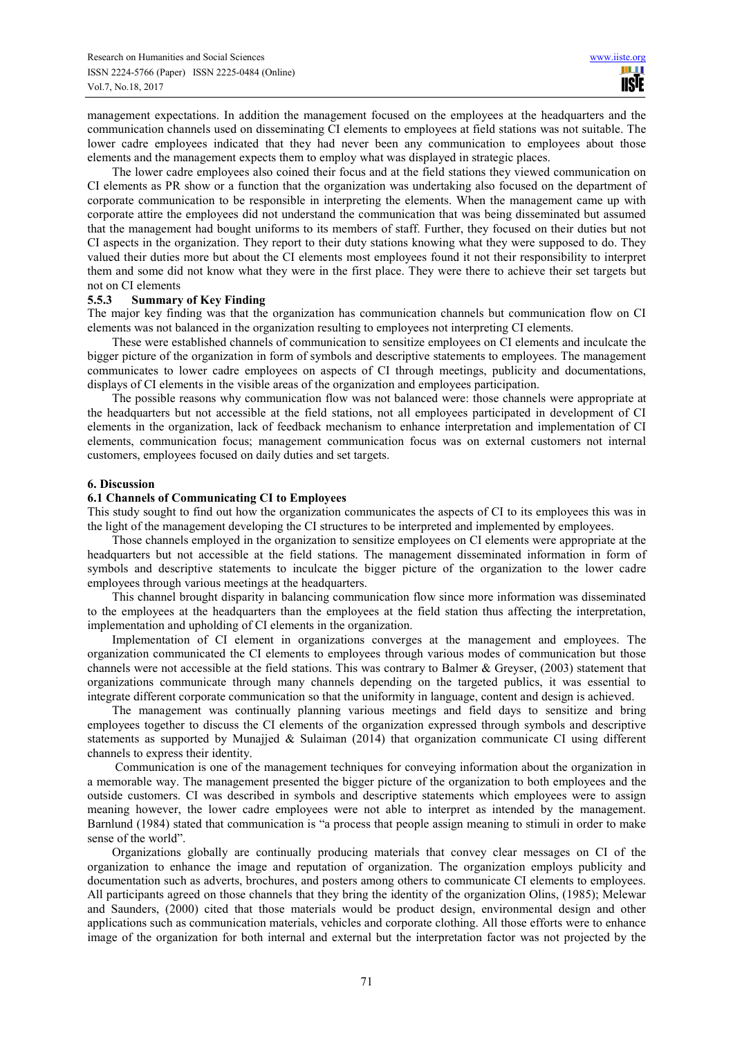management expectations. In addition the management focused on the employees at the headquarters and the communication channels used on disseminating CI elements to employees at field stations was not suitable. The lower cadre employees indicated that they had never been any communication to employees about those elements and the management expects them to employ what was displayed in strategic places.

The lower cadre employees also coined their focus and at the field stations they viewed communication on CI elements as PR show or a function that the organization was undertaking also focused on the department of corporate communication to be responsible in interpreting the elements. When the management came up with corporate attire the employees did not understand the communication that was being disseminated but assumed that the management had bought uniforms to its members of staff. Further, they focused on their duties but not CI aspects in the organization. They report to their duty stations knowing what they were supposed to do. They valued their duties more but about the CI elements most employees found it not their responsibility to interpret them and some did not know what they were in the first place. They were there to achieve their set targets but not on CI elements

### 5.5.3 Summary of Key Finding

The major key finding was that the organization has communication channels but communication flow on CI elements was not balanced in the organization resulting to employees not interpreting CI elements.

These were established channels of communication to sensitize employees on CI elements and inculcate the bigger picture of the organization in form of symbols and descriptive statements to employees. The management communicates to lower cadre employees on aspects of CI through meetings, publicity and documentations, displays of CI elements in the visible areas of the organization and employees participation.

The possible reasons why communication flow was not balanced were: those channels were appropriate at the headquarters but not accessible at the field stations, not all employees participated in development of CI elements in the organization, lack of feedback mechanism to enhance interpretation and implementation of CI elements, communication focus; management communication focus was on external customers not internal customers, employees focused on daily duties and set targets.

## 6. Discussion

### 6.1 Channels of Communicating CI to Employees

This study sought to find out how the organization communicates the aspects of CI to its employees this was in the light of the management developing the CI structures to be interpreted and implemented by employees.

Those channels employed in the organization to sensitize employees on CI elements were appropriate at the headquarters but not accessible at the field stations. The management disseminated information in form of symbols and descriptive statements to inculcate the bigger picture of the organization to the lower cadre employees through various meetings at the headquarters.

This channel brought disparity in balancing communication flow since more information was disseminated to the employees at the headquarters than the employees at the field station thus affecting the interpretation, implementation and upholding of CI elements in the organization.

Implementation of CI element in organizations converges at the management and employees. The organization communicated the CI elements to employees through various modes of communication but those channels were not accessible at the field stations. This was contrary to Balmer & Greyser, (2003) statement that organizations communicate through many channels depending on the targeted publics, it was essential to integrate different corporate communication so that the uniformity in language, content and design is achieved.

The management was continually planning various meetings and field days to sensitize and bring employees together to discuss the CI elements of the organization expressed through symbols and descriptive statements as supported by Munajjed & Sulaiman (2014) that organization communicate CI using different channels to express their identity.

Communication is one of the management techniques for conveying information about the organization in a memorable way. The management presented the bigger picture of the organization to both employees and the outside customers. CI was described in symbols and descriptive statements which employees were to assign meaning however, the lower cadre employees were not able to interpret as intended by the management. Barnlund (1984) stated that communication is "a process that people assign meaning to stimuli in order to make sense of the world".

Organizations globally are continually producing materials that convey clear messages on CI of the organization to enhance the image and reputation of organization. The organization employs publicity and documentation such as adverts, brochures, and posters among others to communicate CI elements to employees. All participants agreed on those channels that they bring the identity of the organization Olins, (1985); Melewar and Saunders, (2000) cited that those materials would be product design, environmental design and other applications such as communication materials, vehicles and corporate clothing. All those efforts were to enhance image of the organization for both internal and external but the interpretation factor was not projected by the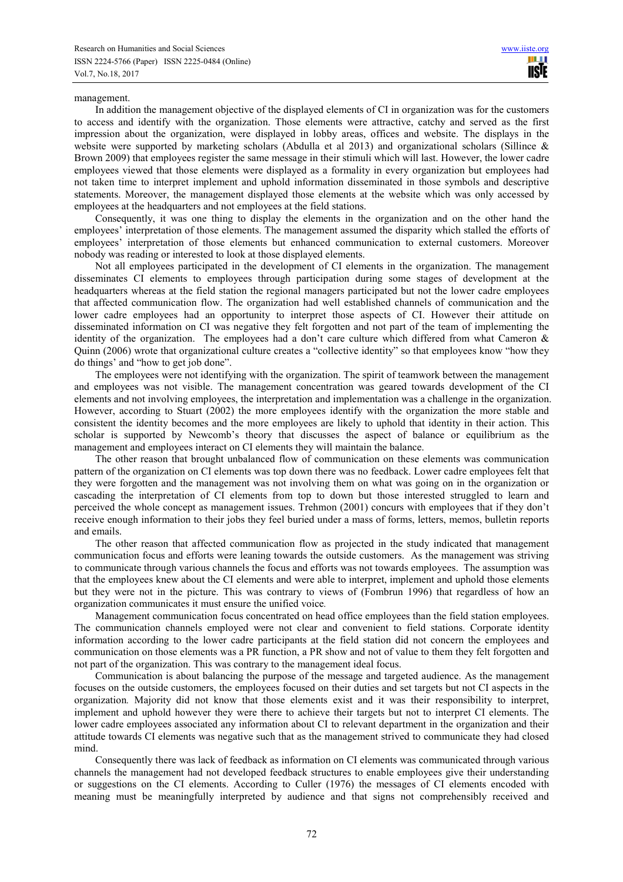management.

In addition the management objective of the displayed elements of CI in organization was for the customers to access and identify with the organization. Those elements were attractive, catchy and served as the first impression about the organization, were displayed in lobby areas, offices and website. The displays in the website were supported by marketing scholars (Abdulla et al 2013) and organizational scholars (Sillince & Brown 2009) that employees register the same message in their stimuli which will last. However, the lower cadre employees viewed that those elements were displayed as a formality in every organization but employees had not taken time to interpret implement and uphold information disseminated in those symbols and descriptive statements. Moreover, the management displayed those elements at the website which was only accessed by employees at the headquarters and not employees at the field stations.

Consequently, it was one thing to display the elements in the organization and on the other hand the employees' interpretation of those elements. The management assumed the disparity which stalled the efforts of employees' interpretation of those elements but enhanced communication to external customers. Moreover nobody was reading or interested to look at those displayed elements.

Not all employees participated in the development of CI elements in the organization. The management disseminates CI elements to employees through participation during some stages of development at the headquarters whereas at the field station the regional managers participated but not the lower cadre employees that affected communication flow. The organization had well established channels of communication and the lower cadre employees had an opportunity to interpret those aspects of CI. However their attitude on disseminated information on CI was negative they felt forgotten and not part of the team of implementing the identity of the organization. The employees had a don't care culture which differed from what Cameron & Quinn (2006) wrote that organizational culture creates a "collective identity" so that employees know "how they do things' and "how to get job done".

The employees were not identifying with the organization. The spirit of teamwork between the management and employees was not visible. The management concentration was geared towards development of the CI elements and not involving employees, the interpretation and implementation was a challenge in the organization. However, according to Stuart (2002) the more employees identify with the organization the more stable and consistent the identity becomes and the more employees are likely to uphold that identity in their action. This scholar is supported by Newcomb's theory that discusses the aspect of balance or equilibrium as the management and employees interact on CI elements they will maintain the balance.

The other reason that brought unbalanced flow of communication on these elements was communication pattern of the organization on CI elements was top down there was no feedback. Lower cadre employees felt that they were forgotten and the management was not involving them on what was going on in the organization or cascading the interpretation of CI elements from top to down but those interested struggled to learn and perceived the whole concept as management issues. Trehmon (2001) concurs with employees that if they don't receive enough information to their jobs they feel buried under a mass of forms, letters, memos, bulletin reports and emails.

The other reason that affected communication flow as projected in the study indicated that management communication focus and efforts were leaning towards the outside customers. As the management was striving to communicate through various channels the focus and efforts was not towards employees. The assumption was that the employees knew about the CI elements and were able to interpret, implement and uphold those elements but they were not in the picture. This was contrary to views of (Fombrun 1996) that regardless of how an organization communicates it must ensure the unified voice.

Management communication focus concentrated on head office employees than the field station employees. The communication channels employed were not clear and convenient to field stations. Corporate identity information according to the lower cadre participants at the field station did not concern the employees and communication on those elements was a PR function, a PR show and not of value to them they felt forgotten and not part of the organization. This was contrary to the management ideal focus.

Communication is about balancing the purpose of the message and targeted audience. As the management focuses on the outside customers, the employees focused on their duties and set targets but not CI aspects in the organization. Majority did not know that those elements exist and it was their responsibility to interpret, implement and uphold however they were there to achieve their targets but not to interpret CI elements. The lower cadre employees associated any information about CI to relevant department in the organization and their attitude towards CI elements was negative such that as the management strived to communicate they had closed mind.

Consequently there was lack of feedback as information on CI elements was communicated through various channels the management had not developed feedback structures to enable employees give their understanding or suggestions on the CI elements. According to Culler (1976) the messages of CI elements encoded with meaning must be meaningfully interpreted by audience and that signs not comprehensibly received and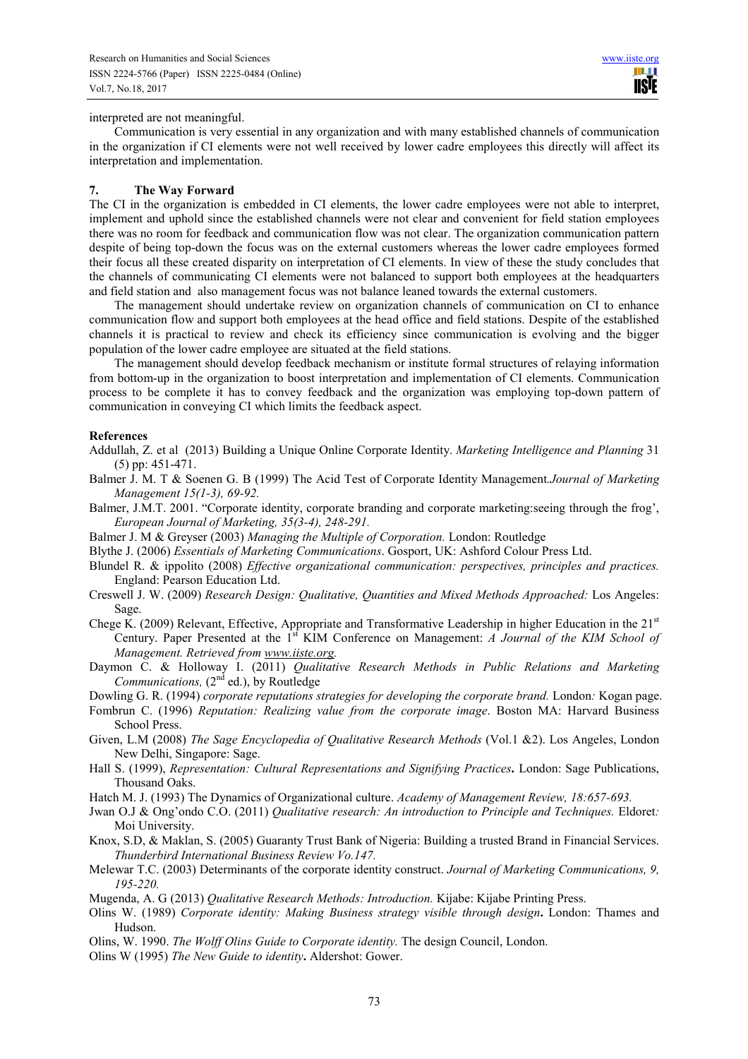interpreted are not meaningful.

Communication is very essential in any organization and with many established channels of communication in the organization if CI elements were not well received by lower cadre employees this directly will affect its interpretation and implementation.

## 7. The Way Forward

The CI in the organization is embedded in CI elements, the lower cadre employees were not able to interpret, implement and uphold since the established channels were not clear and convenient for field station employees there was no room for feedback and communication flow was not clear. The organization communication pattern despite of being top-down the focus was on the external customers whereas the lower cadre employees formed their focus all these created disparity on interpretation of CI elements. In view of these the study concludes that the channels of communicating CI elements were not balanced to support both employees at the headquarters and field station and also management focus was not balance leaned towards the external customers.

The management should undertake review on organization channels of communication on CI to enhance communication flow and support both employees at the head office and field stations. Despite of the established channels it is practical to review and check its efficiency since communication is evolving and the bigger population of the lower cadre employee are situated at the field stations.

The management should develop feedback mechanism or institute formal structures of relaying information from bottom-up in the organization to boost interpretation and implementation of CI elements. Communication process to be complete it has to convey feedback and the organization was employing top-down pattern of communication in conveying CI which limits the feedback aspect.

## References

Addullah, Z. et al (2013) Building a Unique Online Corporate Identity. *Marketing Intelligence and Planning* 31 (5) pp: 451-471.

Balmer J. M. T & Soenen G. B (1999) The Acid Test of Corporate Identity Management.*Journal of Marketing Management 15(1-3), 69-92.*

Balmer, J.M.T. 2001. "Corporate identity, corporate branding and corporate marketing:seeing through the frog', *European Journal of Marketing, 35(3-4), 248-291.*

Balmer J. M & Greyser (2003) *Managing the Multiple of Corporation.* London: Routledge

Blythe J. (2006) *Essentials of Marketing Communications*. Gosport, UK: Ashford Colour Press Ltd.

Blundel R. & ippolito (2008) *Effective organizational communication: perspectives, principles and practices.* England: Pearson Education Ltd.

Creswell J. W. (2009) *Research Design: Qualitative, Quantities and Mixed Methods Approached:* Los Angeles: Sage.

Chege K. (2009) Relevant, Effective, Appropriate and Transformative Leadership in higher Education in the 21st Century. Paper Presented at the 1st KIM Conference on Management: *A Journal of the KIM School of Management. Retrieved from www.iiste.org.*

Daymon C. & Holloway I. (2011) *Qualitative Research Methods in Public Relations and Marketing Communications,* (2nd ed.), by Routledge

Dowling G. R. (1994) *corporate reputations strategies for developing the corporate brand.* London*:* Kogan page.

Fombrun C. (1996) *Reputation: Realizing value from the corporate image*. Boston MA: Harvard Business School Press.

Given, L.M (2008) *The Sage Encyclopedia of Qualitative Research Methods* (Vol.1 &2). Los Angeles, London New Delhi, Singapore: Sage.

Hall S. (1999), *Representation: Cultural Representations and Signifying Practices***.** London: Sage Publications, Thousand Oaks.

Hatch M. J. (1993) The Dynamics of Organizational culture. *Academy of Management Review, 18:657-693.*

Jwan O.J & Ong'ondo C.O. (2011) *Qualitative research: An introduction to Principle and Techniques.* Eldoret*:* Moi University.

Knox, S.D, & Maklan, S. (2005) Guaranty Trust Bank of Nigeria: Building a trusted Brand in Financial Services. *Thunderbird International Business Review Vo.147.*

Melewar T.C. (2003) Determinants of the corporate identity construct. *Journal of Marketing Communications, 9, 195-220.*

Mugenda, A. G (2013) *Qualitative Research Methods: Introduction.* Kijabe: Kijabe Printing Press.

Olins W. (1989) *Corporate identity: Making Business strategy visible through design***.** London: Thames and Hudson.

Olins, W. 1990. *The Wolff Olins Guide to Corporate identity.* The design Council, London.

Olins W (1995) *The New Guide to identity***.** Aldershot: Gower.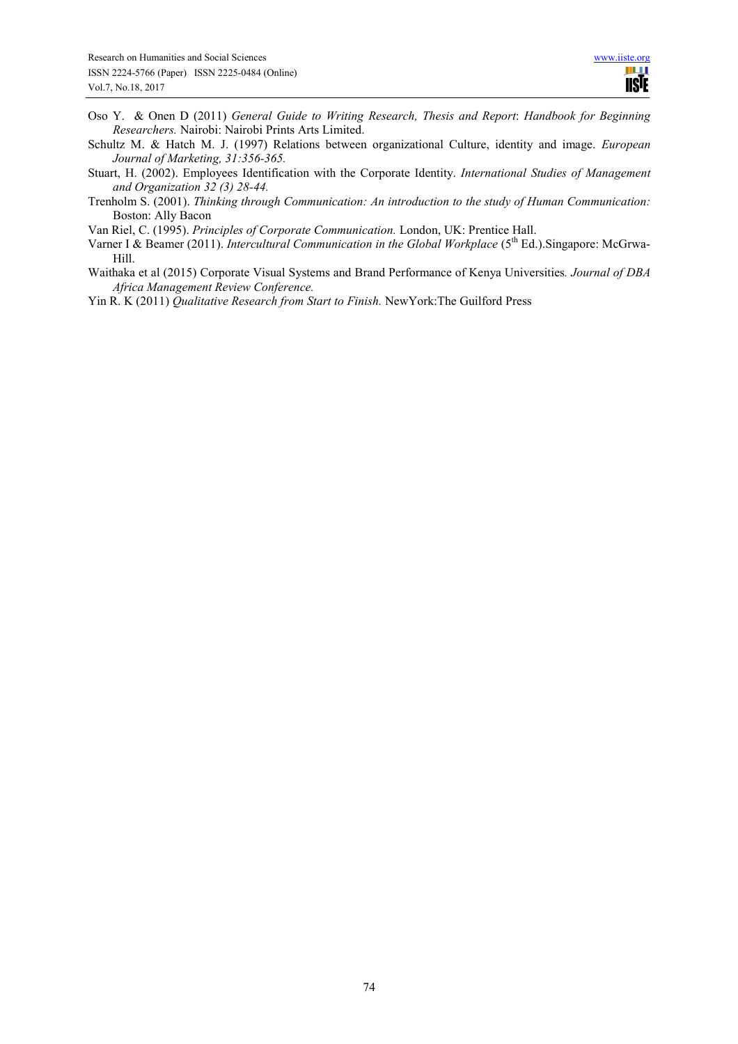Oso Y. & Onen D (2011) *General Guide to Writing Research, Thesis and Report*: *Handbook for Beginning Researchers.* Nairobi: Nairobi Prints Arts Limited.

Schultz M. & Hatch M. J. (1997) Relations between organizational Culture, identity and image. *European Journal of Marketing, 31:356-365.*

Stuart, H. (2002). Employees Identification with the Corporate Identity. *International Studies of Management and Organization 32 (3) 28-44.*

Trenholm S. (2001). *Thinking through Communication: An introduction to the study of Human Communication:* Boston: Ally Bacon

Van Riel, C. (1995). *Principles of Corporate Communication.* London, UK: Prentice Hall.

Varner I & Beamer (2011). *Intercultural Communication in the Global Workplace* (5th Ed.).Singapore: McGrwa-Hill.

Waithaka et al (2015) Corporate Visual Systems and Brand Performance of Kenya Universities*. Journal of DBA Africa Management Review Conference.*

Yin R. K (2011) *Qualitative Research from Start to Finish.* NewYork:The Guilford Press